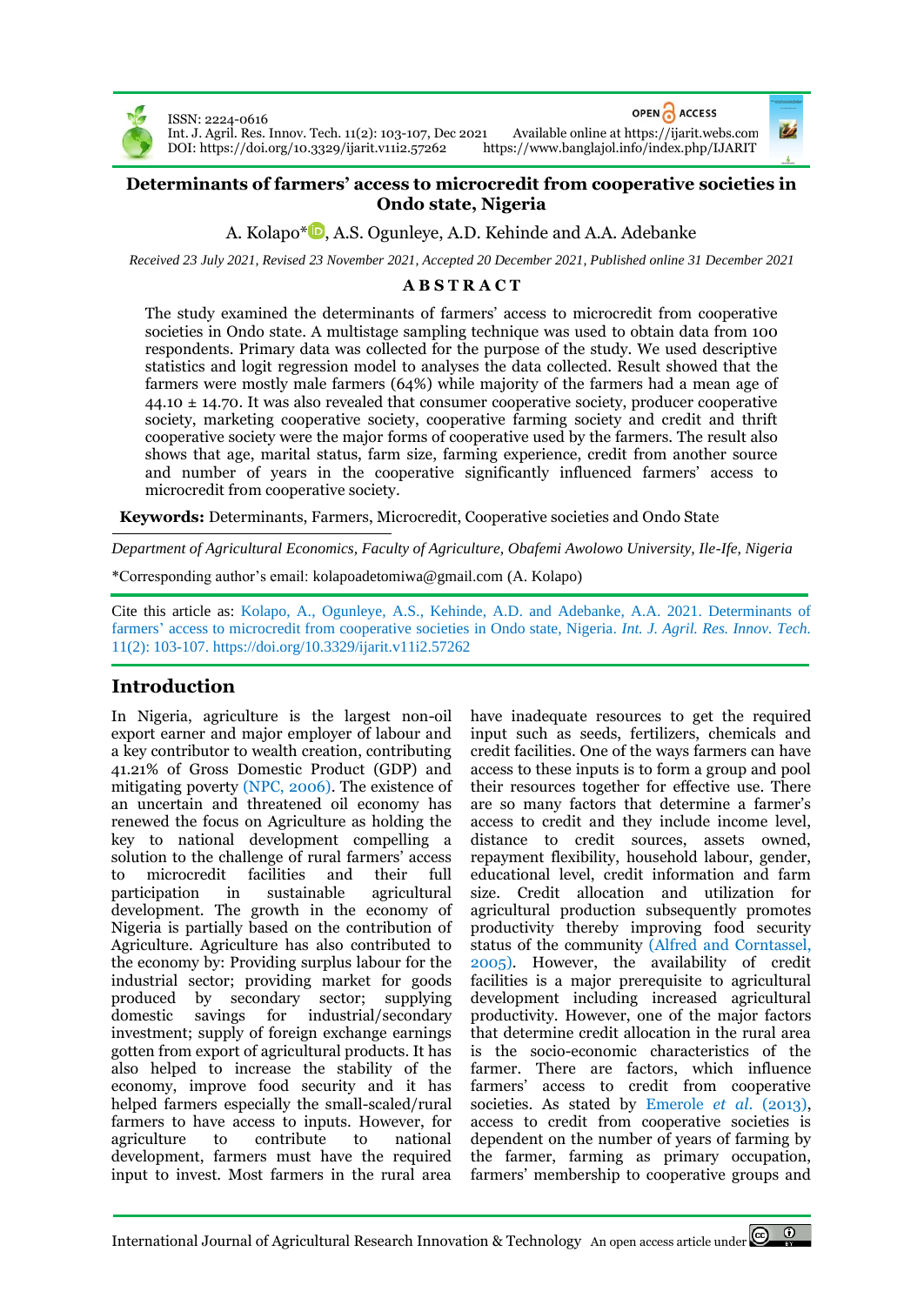ISSN: 2224-0616
Int. J. Agril. Res. Innov. Tech. 11(2): 103-107, Dec 2021
DOI: https://doi.org/10.3329/ijarit.v11i2.57262

OPEN ACCESS
Available online at https://ijarit.webs.com
https://www.banglajol.info/index.php/IJARIT

# Determinants of farmers' access to microcredit from cooperative societies in Ondo state, Nigeria

A. Kolapo*, A.S. Ogunleye, A.D. Kehinde and A.A. Adebanke

*Received 23 July 2021, Revised 23 November 2021, Accepted 20 December 2021, Published online 31 December 2021*

## ABSTRACT

The study examined the determinants of farmers' access to microcredit from cooperative societies in Ondo state. A multistage sampling technique was used to obtain data from 100 respondents. Primary data was collected for the purpose of the study. We used descriptive statistics and logit regression model to analyses the data collected. Result showed that the farmers were mostly male farmers (64%) while majority of the farmers had a mean age of 44.10 ± 14.70. It was also revealed that consumer cooperative society, producer cooperative society, marketing cooperative society, cooperative farming society and credit and thrift cooperative society were the major forms of cooperative used by the farmers. The result also shows that age, marital status, farm size, farming experience, credit from another source and number of years in the cooperative significantly influenced farmers' access to microcredit from cooperative society.

**Keywords:** Determinants, Farmers, Microcredit, Cooperative societies and Ondo State

*Department of Agricultural Economics, Faculty of Agriculture, Obafemi Awolowo University, Ile-Ife, Nigeria*

*Corresponding author's email: kolapoadetomiwa@gmail.com (A. Kolapo)

Cite this article as: Kolapo, A., Ogunleye, A.S., Kehinde, A.D. and Adebanke, A.A. 2021. Determinants of farmers' access to microcredit from cooperative societies in Ondo state, Nigeria. *Int. J. Agril. Res. Innov. Tech.* 11(2): 103-107. https://doi.org/10.3329/ijarit.v11i2.57262

## Introduction

In Nigeria, agriculture is the largest non-oil export earner and major employer of labour and a key contributor to wealth creation, contributing 41.21% of Gross Domestic Product (GDP) and mitigating poverty (NPC, 2006). The existence of an uncertain and threatened oil economy has renewed the focus on Agriculture as holding the key to national development compelling a solution to the challenge of rural farmers' access to microcredit facilities and their full participation in sustainable agricultural development. The growth in the economy of Nigeria is partially based on the contribution of Agriculture. Agriculture has also contributed to the economy by: Providing surplus labour for the industrial sector; providing market for goods produced by secondary sector; supplying domestic savings for industrial/secondary investment; supply of foreign exchange earnings gotten from export of agricultural products. It has also helped to increase the stability of the economy, improve food security and it has helped farmers especially the small-scaled/rural farmers to have access to inputs. However, for agriculture to contribute to national development, farmers must have the required input to invest. Most farmers in the rural area have inadequate resources to get the required input such as seeds, fertilizers, chemicals and credit facilities. One of the ways farmers can have access to these inputs is to form a group and pool their resources together for effective use. There are so many factors that determine a farmer's access to credit and they include income level, distance to credit sources, assets owned, repayment flexibility, household labour, gender, educational level, credit information and farm size. Credit allocation and utilization for agricultural production subsequently promotes productivity thereby improving food security status of the community (Alfred and Corntassel, 2005). However, the availability of credit facilities is a major prerequisite to agricultural development including increased agricultural productivity. However, one of the major factors that determine credit allocation in the rural area is the socio-economic characteristics of the farmer. There are factors, which influence farmers' access to credit from cooperative societies. As stated by Emerole *et al.* (2013), access to credit from cooperative societies is dependent on the number of years of farming by the farmer, farming as primary occupation, farmers' membership to cooperative groups and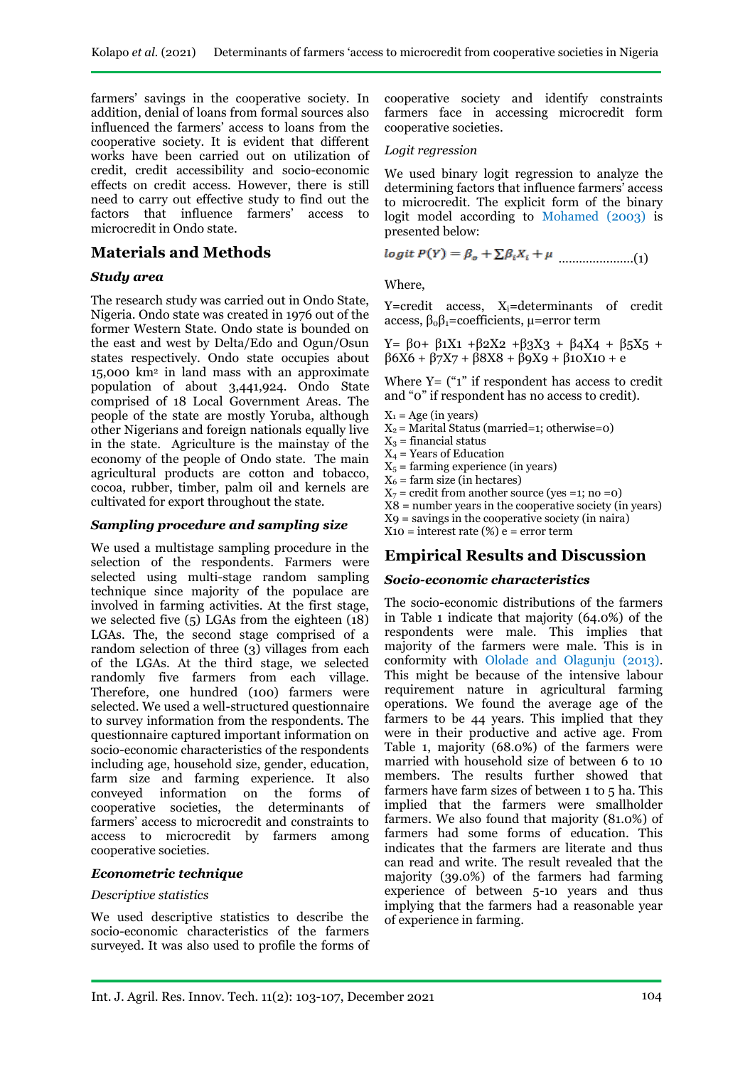farmers' savings in the cooperative society. In addition, denial of loans from formal sources also influenced the farmers' access to loans from the cooperative society. It is evident that different works have been carried out on utilization of credit, credit accessibility and socio-economic effects on credit access. However, there is still need to carry out effective study to find out the factors that influence farmers' access to microcredit in Ondo state.

## Materials and Methods

### *Study area*

The research study was carried out in Ondo State, Nigeria. Ondo state was created in 1976 out of the former Western State. Ondo state is bounded on the east and west by Delta/Edo and Ogun/Osun states respectively. Ondo state occupies about 15,000 km² in land mass with an approximate population of about 3,441,924. Ondo State comprised of 18 Local Government Areas. The people of the state are mostly Yoruba, although other Nigerians and foreign nationals equally live in the state. Agriculture is the mainstay of the economy of the people of Ondo state. The main agricultural products are cotton and tobacco, cocoa, rubber, timber, palm oil and kernels are cultivated for export throughout the state.

### *Sampling procedure and sampling size*

We used a multistage sampling procedure in the selection of the respondents. Farmers were selected using multi-stage random sampling technique since majority of the populace are involved in farming activities. At the first stage, we selected five (5) LGAs from the eighteen (18) LGAs. The, the second stage comprised of a random selection of three (3) villages from each of the LGAs. At the third stage, we selected randomly five farmers from each village. Therefore, one hundred (100) farmers were selected. We used a well-structured questionnaire to survey information from the respondents. The questionnaire captured important information on socio-economic characteristics of the respondents including age, household size, gender, education, farm size and farming experience. It also conveyed information on the forms of cooperative societies, the determinants of farmers' access to microcredit and constraints to access to microcredit by farmers among cooperative societies.

### *Econometric technique*

*Descriptive statistics*

We used descriptive statistics to describe the socio-economic characteristics of the farmers surveyed. It was also used to profile the forms of cooperative society and identify constraints farmers face in accessing microcredit form cooperative societies.

*Logit regression*

We used binary logit regression to analyze the determining factors that influence farmers' access to microcredit. The explicit form of the binary logit model according to Mohamed (2003) is presented below:

$$logit\ P(Y) = \beta_o + \sum \beta_i X_i + \mu \quad \text{.....................(1)}$$

Where,

Y=credit access, $X_i$=determinants of credit access, $\beta_o\beta_i$=coefficients, μ=error term

$$Y = \beta_0 + \beta_1X_1 + \beta_2X_2 + \beta_3X_3 + \beta_4X_4 + \beta_5X_5 + \beta_6X_6 + \beta_7X_7 + \beta_8X_8 + \beta_9X_9 + \beta_{10}X_{10} + e$$

Where Y= ("1" if respondent has access to credit and "0" if respondent has no access to credit).

$X_1$ = Age (in years)
$X_2$ = Marital Status (married=1; otherwise=0)
$X_3$ = financial status
$X_4$ = Years of Education
$X_5$ = farming experience (in years)
$X_6$ = farm size (in hectares)
$X_7$ = credit from another source (yes =1; no =0)
$X_8$ = number years in the cooperative society (in years)
$X_9$ = savings in the cooperative society (in naira)
$X_{10}$ = interest rate (%) e = error term

## Empirical Results and Discussion

### *Socio-economic characteristics*

The socio-economic distributions of the farmers in Table 1 indicate that majority (64.0%) of the respondents were male. This implies that majority of the farmers were male. This is in conformity with Ololade and Olagunju (2013). This might be because of the intensive labour requirement nature in agricultural farming operations. We found the average age of the farmers to be 44 years. This implied that they were in their productive and active age. From Table 1, majority (68.0%) of the farmers were married with household size of between 6 to 10 members. The results further showed that farmers have farm sizes of between 1 to 5 ha. This implied that the farmers were smallholder farmers. We also found that majority (81.0%) of farmers had some forms of education. This indicates that the farmers are literate and thus can read and write. The result revealed that the majority (39.0%) of the farmers had farming experience of between 5-10 years and thus implying that the farmers had a reasonable year of experience in farming.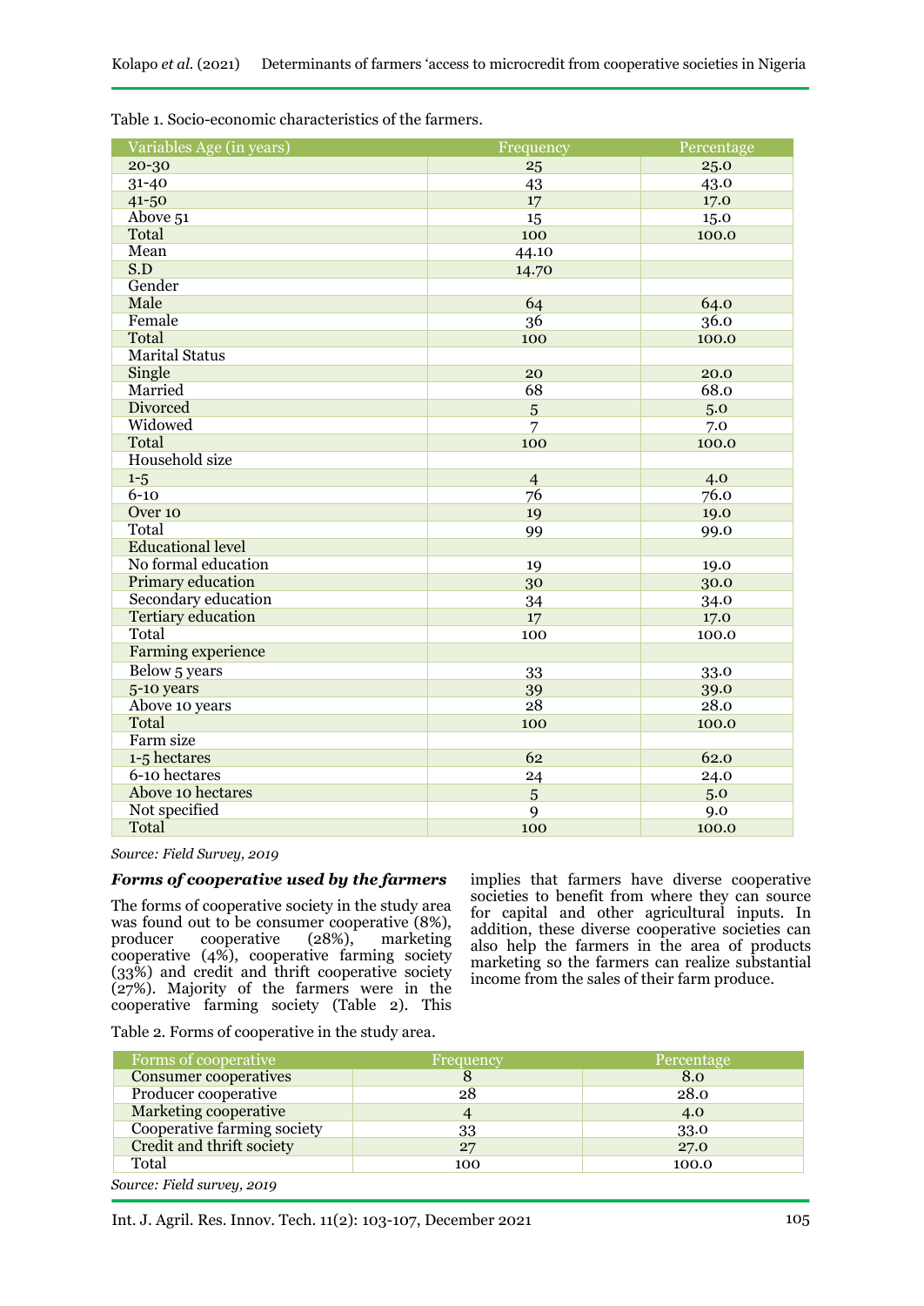Table 1. Socio-economic characteristics of the farmers.

| Variables Age (in years) | Frequency | Percentage |
|---|---|---|
| 20-30 | 25 | 25.0 |
| 31-40 | 43 | 43.0 |
| 41-50 | 17 | 17.0 |
| Above 51 | 15 | 15.0 |
| Total | 100 | 100.0 |
| Mean | 44.10 | |
| S.D | 14.70 | |
| Gender | | |
| Male | 64 | 64.0 |
| Female | 36 | 36.0 |
| Total | 100 | 100.0 |
| Marital Status | | |
| Single | 20 | 20.0 |
| Married | 68 | 68.0 |
| Divorced | 5 | 5.0 |
| Widowed | 7 | 7.0 |
| Total | 100 | 100.0 |
| Household size | | |
| 1-5 | 4 | 4.0 |
| 6-10 | 76 | 76.0 |
| Over 10 | 19 | 19.0 |
| Total | 99 | 99.0 |
| Educational level | | |
| No formal education | 19 | 19.0 |
| Primary education | 30 | 30.0 |
| Secondary education | 34 | 34.0 |
| Tertiary education | 17 | 17.0 |
| Total | 100 | 100.0 |
| Farming experience | | |
| Below 5 years | 33 | 33.0 |
| 5-10 years | 39 | 39.0 |
| Above 10 years | 28 | 28.0 |
| Total | 100 | 100.0 |
| Farm size | | |
| 1-5 hectares | 62 | 62.0 |
| 6-10 hectares | 24 | 24.0 |
| Above 10 hectares | 5 | 5.0 |
| Not specified | 9 | 9.0 |
| Total | 100 | 100.0 |

*Source: Field Survey, 2019*

***Forms of cooperative used by the farmers***

The forms of cooperative society in the study area was found out to be consumer cooperative (8%), producer cooperative (28%), marketing cooperative (4%), cooperative farming society (33%) and credit and thrift cooperative society (27%). Majority of the farmers were in the cooperative farming society (Table 2). This implies that farmers have diverse cooperative societies to benefit from where they can source for capital and other agricultural inputs. In addition, these diverse cooperative societies can also help the farmers in the area of products marketing so the farmers can realize substantial income from the sales of their farm produce.

Table 2. Forms of cooperative in the study area.

| Forms of cooperative | Frequency | Percentage |
|---|---|---|
| Consumer cooperatives | 8 | 8.0 |
| Producer cooperative | 28 | 28.0 |
| Marketing cooperative | 4 | 4.0 |
| Cooperative farming society | 33 | 33.0 |
| Credit and thrift society | 27 | 27.0 |
| Total | 100 | 100.0 |

*Source: Field survey, 2019*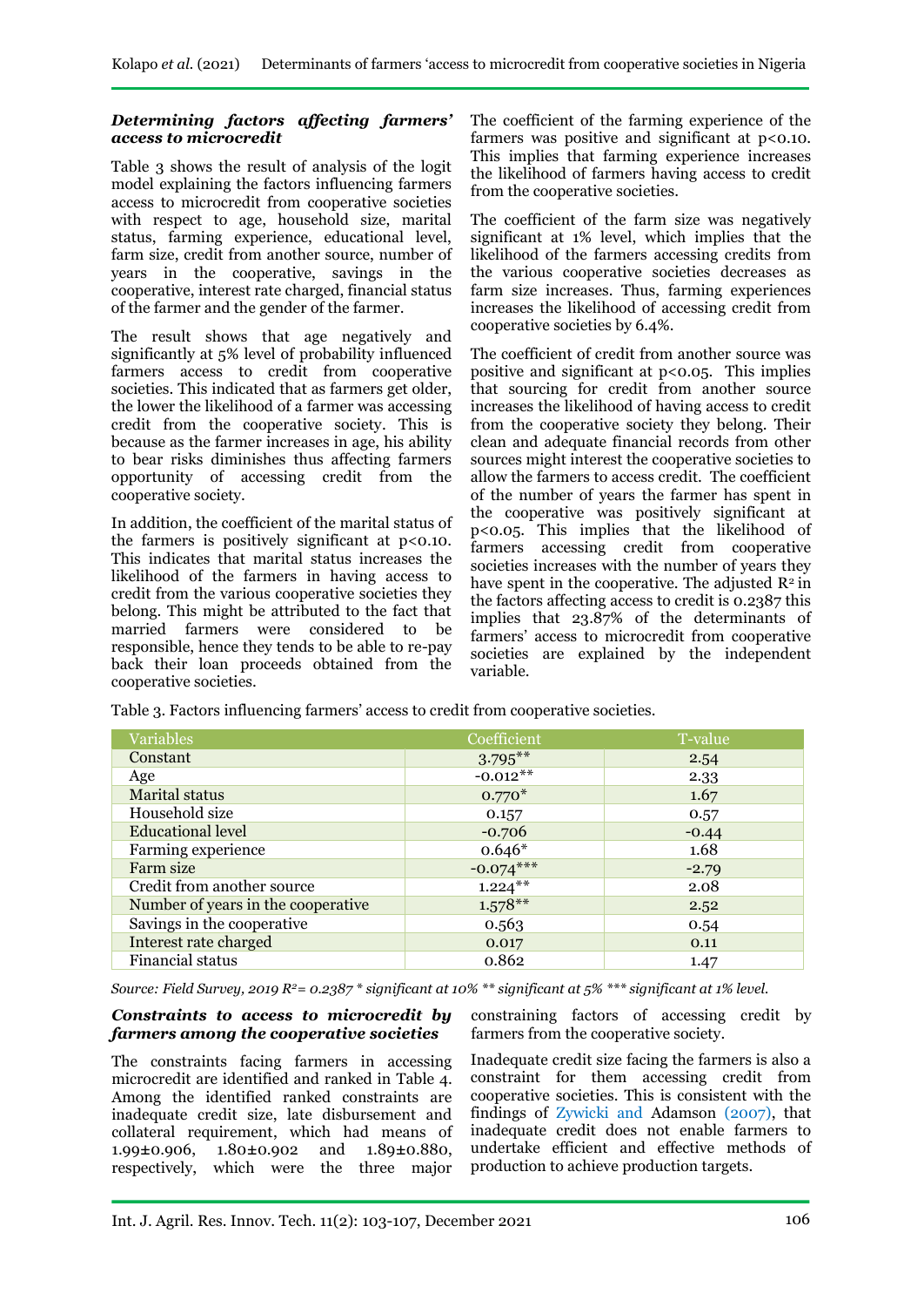### *Determining factors affecting farmers' access to microcredit*

Table 3 shows the result of analysis of the logit model explaining the factors influencing farmers access to microcredit from cooperative societies with respect to age, household size, marital status, farming experience, educational level, farm size, credit from another source, number of years in the cooperative, savings in the cooperative, interest rate charged, financial status of the farmer and the gender of the farmer.

The result shows that age negatively and significantly at 5% level of probability influenced farmers access to credit from cooperative societies. This indicated that as farmers get older, the lower the likelihood of a farmer was accessing credit from the cooperative society. This is because as the farmer increases in age, his ability to bear risks diminishes thus affecting farmers opportunity of accessing credit from the cooperative society.

In addition, the coefficient of the marital status of the farmers is positively significant at $p<0.10$. This indicates that marital status increases the likelihood of the farmers in having access to credit from the various cooperative societies they belong. This might be attributed to the fact that married farmers were considered to be responsible, hence they tends to be able to re-pay back their loan proceeds obtained from the cooperative societies.

The coefficient of the farming experience of the farmers was positive and significant at $p<0.10$. This implies that farming experience increases the likelihood of farmers having access to credit from the cooperative societies.

The coefficient of the farm size was negatively significant at 1% level, which implies that the likelihood of the farmers accessing credits from the various cooperative societies decreases as farm size increases. Thus, farming experiences increases the likelihood of accessing credit from cooperative societies by 6.4%.

The coefficient of credit from another source was positive and significant at $p<0.05$. This implies that sourcing for credit from another source increases the likelihood of having access to credit from the cooperative society they belong. Their clean and adequate financial records from other sources might interest the cooperative societies to allow the farmers to access credit. The coefficient of the number of years the farmer has spent in the cooperative was positively significant at $p<0.05$. This implies that the likelihood of farmers accessing credit from cooperative societies increases with the number of years they have spent in the cooperative. The adjusted $R^2$ in the factors affecting access to credit is 0.2387 this implies that 23.87% of the determinants of farmers' access to microcredit from cooperative societies are explained by the independent variable.

Table 3. Factors influencing farmers' access to credit from cooperative societies.

| Variables | Coefficient | T-value |
|---|---|---|
| Constant | 3.795** | 2.54 |
| Age | -0.012** | 2.33 |
| Marital status | 0.770* | 1.67 |
| Household size | 0.157 | 0.57 |
| Educational level | -0.706 | -0.44 |
| Farming experience | 0.646* | 1.68 |
| Farm size | -0.074*** | -2.79 |
| Credit from another source | 1.224** | 2.08 |
| Number of years in the cooperative | 1.578** | 2.52 |
| Savings in the cooperative | 0.563 | 0.54 |
| Interest rate charged | 0.017 | 0.11 |
| Financial status | 0.862 | 1.47 |

*Source: Field Survey, 2019 $R^2$= 0.2387 * significant at 10% ** significant at 5% *** significant at 1% level.*

### *Constraints to access to microcredit by farmers among the cooperative societies*

The constraints facing farmers in accessing microcredit are identified and ranked in Table 4. Among the identified ranked constraints are inadequate credit size, late disbursement and collateral requirement, which had means of 1.99±0.906, 1.80±0.902 and 1.89±0.880, respectively, which were the three major constraining factors of accessing credit by farmers from the cooperative society.

Inadequate credit size facing the farmers is also a constraint for them accessing credit from cooperative societies. This is consistent with the findings of Zywicki and Adamson (2007), that inadequate credit does not enable farmers to undertake efficient and effective methods of production to achieve production targets.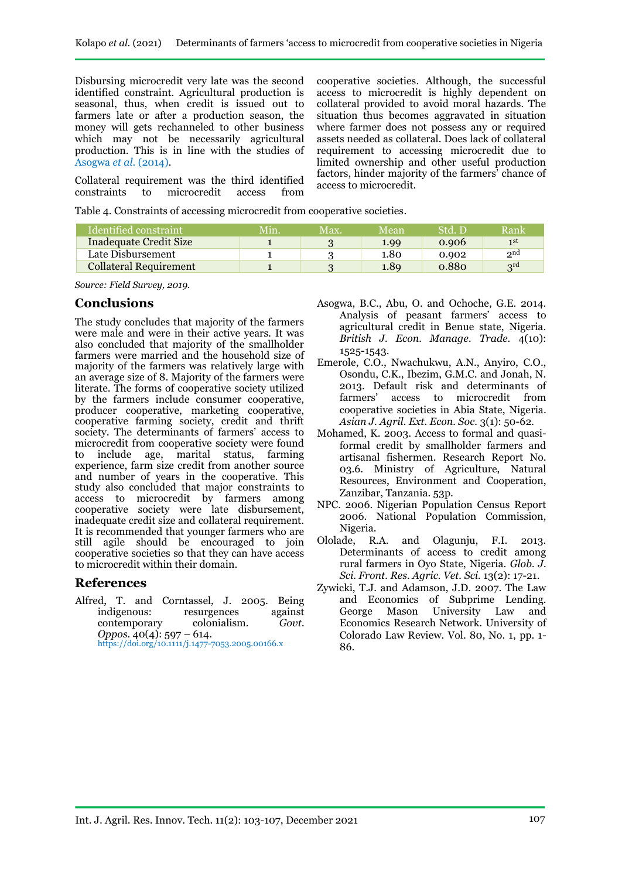Disbursing microcredit very late was the second identified constraint. Agricultural production is seasonal, thus, when credit is issued out to farmers late or after a production season, the money will gets rechanneled to other business which may not be necessarily agricultural production. This is in line with the studies of Asogwa *et al.* (2014).

Collateral requirement was the third identified constraints to microcredit access from cooperative societies. Although, the successful access to microcredit is highly dependent on collateral provided to avoid moral hazards. The situation thus becomes aggravated in situation where farmer does not possess any or required assets needed as collateral. Does lack of collateral requirement to accessing microcredit due to limited ownership and other useful production factors, hinder majority of the farmers' chance of access to microcredit.

Table 4. Constraints of accessing microcredit from cooperative societies.

| Identified constraint | Min. | Max. | Mean | Std. D | Rank |
|---|---|---|---|---|---|
| Inadequate Credit Size | 1 | 3 | 1.99 | 0.906 | 1st |
| Late Disbursement | 1 | 3 | 1.80 | 0.902 | 2nd |
| Collateral Requirement | 1 | 3 | 1.89 | 0.880 | 3rd |

*Source: Field Survey, 2019.*

## Conclusions

The study concludes that majority of the farmers were male and were in their active years. It was also concluded that majority of the smallholder farmers were married and the household size of majority of the farmers was relatively large with an average size of 8. Majority of the farmers were literate. The forms of cooperative society utilized by the farmers include consumer cooperative, producer cooperative, marketing cooperative, cooperative farming society, credit and thrift society. The determinants of farmers' access to microcredit from cooperative society were found to include age, marital status, farming experience, farm size credit from another source and number of years in the cooperative. This study also concluded that major constraints to access to microcredit by farmers among cooperative society were late disbursement, inadequate credit size and collateral requirement. It is recommended that younger farmers who are still agile should be encouraged to join cooperative societies so that they can have access to microcredit within their domain.

## References

Alfred, T. and Corntassel, J. 2005. Being indigenous: resurgences against contemporary colonialism. *Govt. Oppos.* 40(4): 597 – 614. https://doi.org/10.1111/j.1477-7053.2005.00166.x

Asogwa, B.C., Abu, O. and Ochoche, G.E. 2014. Analysis of peasant farmers' access to agricultural credit in Benue state, Nigeria. *British J. Econ. Manage. Trade.* 4(10): 1525-1543.

Emerole, C.O., Nwachukwu, A.N., Anyiro, C.O., Osondu, C.K., Ibezim, G.M.C. and Jonah, N. 2013. Default risk and determinants of farmers' access to microcredit from cooperative societies in Abia State, Nigeria. *Asian J. Agril. Ext. Econ. Soc.* 3(1): 50-62.

Mohamed, K. 2003. Access to formal and quasi-formal credit by smallholder farmers and artisanal fishermen. Research Report No. 03.6. Ministry of Agriculture, Natural Resources, Environment and Cooperation, Zanzibar, Tanzania. 53p.

NPC. 2006. Nigerian Population Census Report 2006. National Population Commission, Nigeria.

Ololade, R.A. and Olagunju, F.I. 2013. Determinants of access to credit among rural farmers in Oyo State, Nigeria. *Glob. J. Sci. Front. Res. Agric. Vet. Sci.* 13(2): 17-21.

Zywicki, T.J. and Adamson, J.D. 2007. The Law and Economics of Subprime Lending. George Mason University Law and Economics Research Network. University of Colorado Law Review. Vol. 80, No. 1, pp. 1-86.